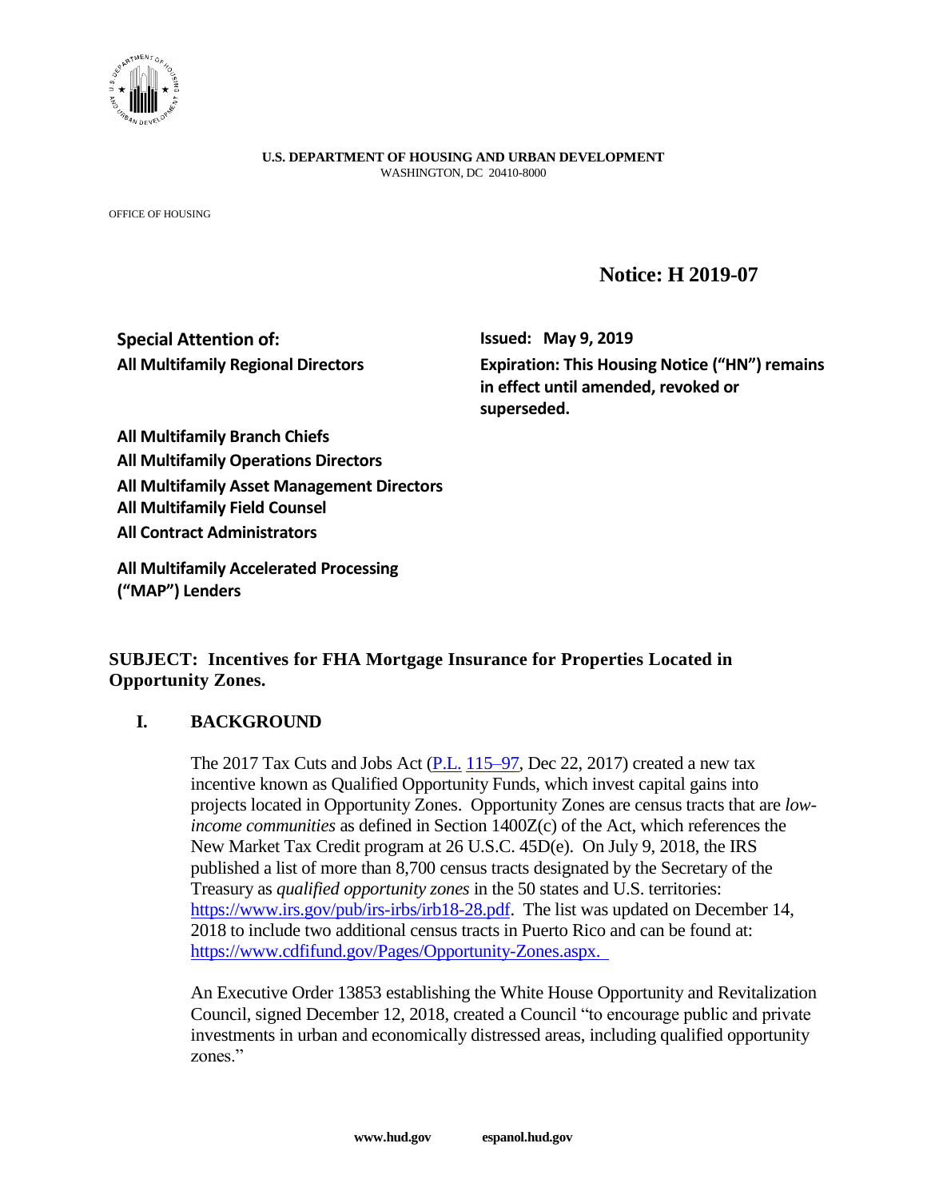**U.S. DEPARTMENT OF HOUSING AND URBAN DEVELOPMENT**
WASHINGTON, DC 20410-8000

OFFICE OF HOUSING

## Notice: H 2019-07

**Special Attention of:**
**All Multifamily Regional Directors**
**All Multifamily Branch Chiefs**
**All Multifamily Operations Directors**
**All Multifamily Asset Management Directors**
**All Multifamily Field Counsel**
**All Contract Administrators**

**All Multifamily Accelerated Processing ("MAP") Lenders**

**Issued: May 9, 2019**
**Expiration: This Housing Notice ("HN") remains in effect until amended, revoked or superseded.**

**SUBJECT: Incentives for FHA Mortgage Insurance for Properties Located in Opportunity Zones.**

## I. BACKGROUND

The 2017 Tax Cuts and Jobs Act (P.L. 115–97, Dec 22, 2017) created a new tax incentive known as Qualified Opportunity Funds, which invest capital gains into projects located in Opportunity Zones. Opportunity Zones are census tracts that are *low-income communities* as defined in Section 1400Z(c) of the Act, which references the New Market Tax Credit program at 26 U.S.C. 45D(e). On July 9, 2018, the IRS published a list of more than 8,700 census tracts designated by the Secretary of the Treasury as *qualified opportunity zones* in the 50 states and U.S. territories: https://www.irs.gov/pub/irs-irbs/irb18-28.pdf. The list was updated on December 14, 2018 to include two additional census tracts in Puerto Rico and can be found at: https://www.cdfifund.gov/Pages/Opportunity-Zones.aspx.

An Executive Order 13853 establishing the White House Opportunity and Revitalization Council, signed December 12, 2018, created a Council "to encourage public and private investments in urban and economically distressed areas, including qualified opportunity zones."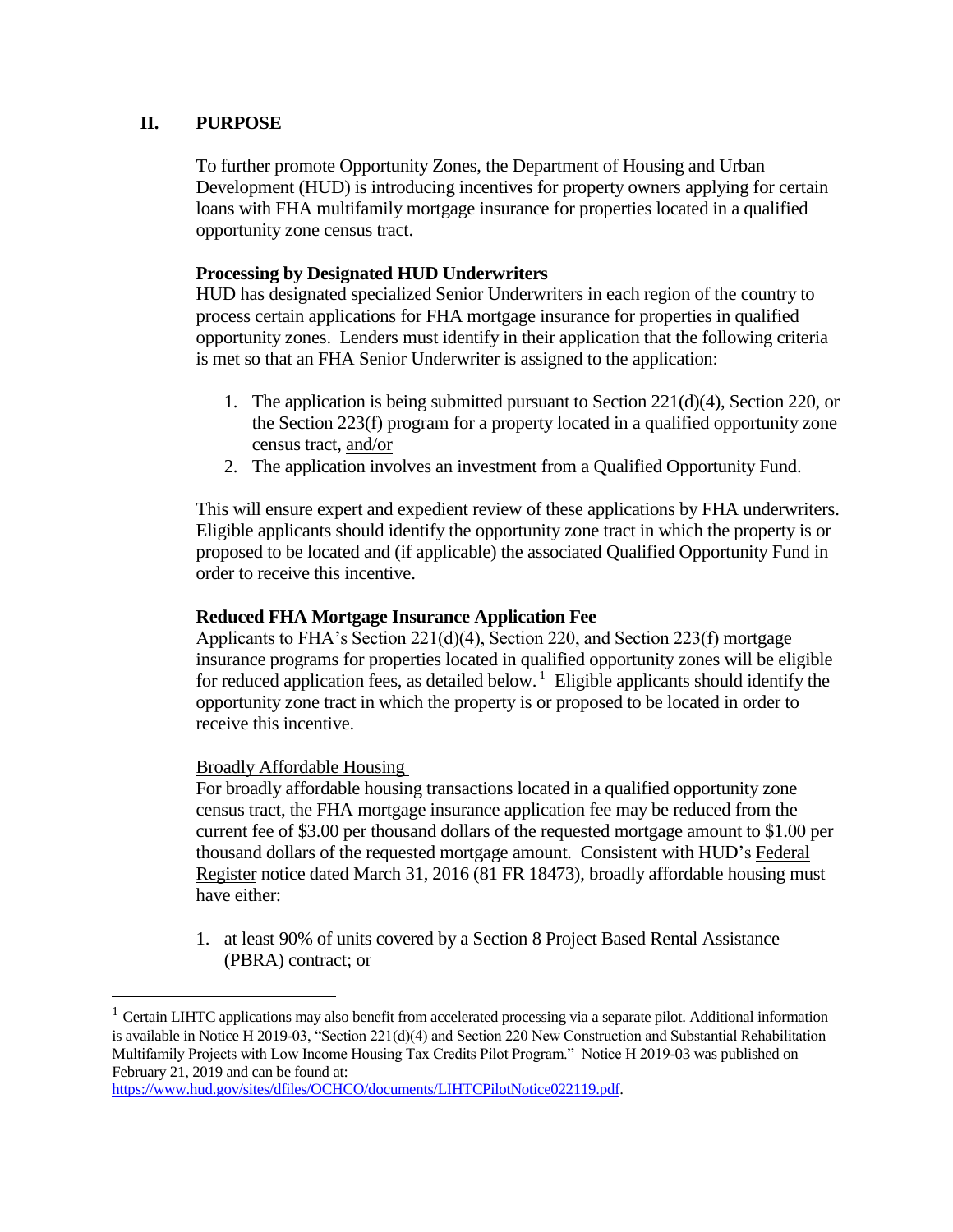## II. PURPOSE

To further promote Opportunity Zones, the Department of Housing and Urban Development (HUD) is introducing incentives for property owners applying for certain loans with FHA multifamily mortgage insurance for properties located in a qualified opportunity zone census tract.

**Processing by Designated HUD Underwriters**

HUD has designated specialized Senior Underwriters in each region of the country to process certain applications for FHA mortgage insurance for properties in qualified opportunity zones. Lenders must identify in their application that the following criteria is met so that an FHA Senior Underwriter is assigned to the application:

1. The application is being submitted pursuant to Section 221(d)(4), Section 220, or the Section 223(f) program for a property located in a qualified opportunity zone census tract, <u>and/or</u>
2. The application involves an investment from a Qualified Opportunity Fund.

This will ensure expert and expedient review of these applications by FHA underwriters. Eligible applicants should identify the opportunity zone tract in which the property is or proposed to be located and (if applicable) the associated Qualified Opportunity Fund in order to receive this incentive.

**Reduced FHA Mortgage Insurance Application Fee**

Applicants to FHA's Section 221(d)(4), Section 220, and Section 223(f) mortgage insurance programs for properties located in qualified opportunity zones will be eligible for reduced application fees, as detailed below.[1] Eligible applicants should identify the opportunity zone tract in which the property is or proposed to be located in order to receive this incentive.

<u>Broadly Affordable Housing</u>

For broadly affordable housing transactions located in a qualified opportunity zone census tract, the FHA mortgage insurance application fee may be reduced from the current fee of $3.00 per thousand dollars of the requested mortgage amount to $1.00 per thousand dollars of the requested mortgage amount. Consistent with HUD's <u>Federal Register</u> notice dated March 31, 2016 (81 FR 18473), broadly affordable housing must have either:

1. at least 90% of units covered by a Section 8 Project Based Rental Assistance (PBRA) contract; or

---

[1] Certain LIHTC applications may also benefit from accelerated processing via a separate pilot. Additional information is available in Notice H 2019-03, "Section 221(d)(4) and Section 220 New Construction and Substantial Rehabilitation Multifamily Projects with Low Income Housing Tax Credits Pilot Program." Notice H 2019-03 was published on February 21, 2019 and can be found at: https://www.hud.gov/sites/dfiles/OCHCO/documents/LIHTCPilotNotice022119.pdf.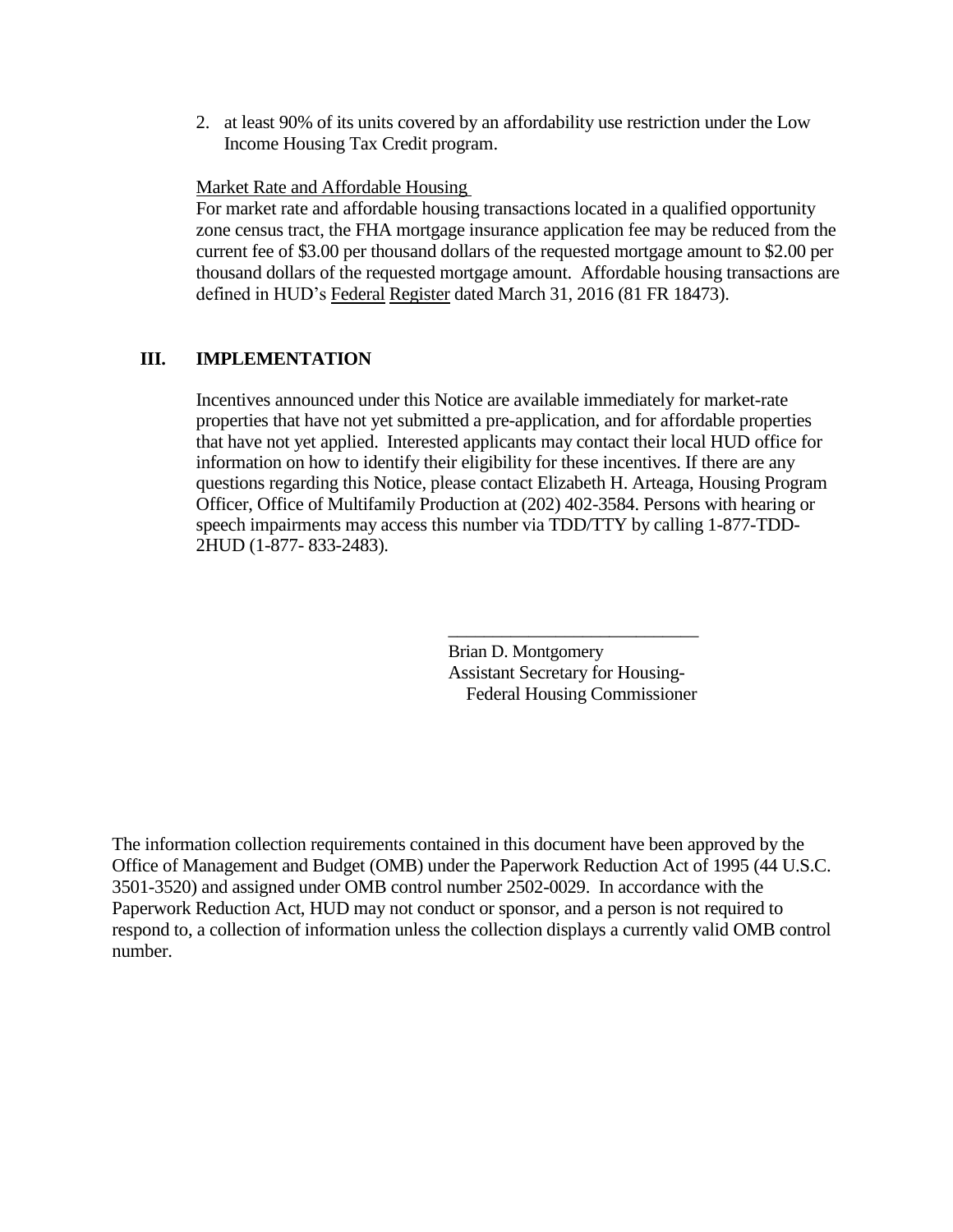2. at least 90% of its units covered by an affordability use restriction under the Low Income Housing Tax Credit program.

Market Rate and Affordable Housing

For market rate and affordable housing transactions located in a qualified opportunity zone census tract, the FHA mortgage insurance application fee may be reduced from the current fee of $3.00 per thousand dollars of the requested mortgage amount to $2.00 per thousand dollars of the requested mortgage amount. Affordable housing transactions are defined in HUD's Federal Register dated March 31, 2016 (81 FR 18473).

## III. IMPLEMENTATION

Incentives announced under this Notice are available immediately for market-rate properties that have not yet submitted a pre-application, and for affordable properties that have not yet applied. Interested applicants may contact their local HUD office for information on how to identify their eligibility for these incentives. If there are any questions regarding this Notice, please contact Elizabeth H. Arteaga, Housing Program Officer, Office of Multifamily Production at (202) 402-3584. Persons with hearing or speech impairments may access this number via TDD/TTY by calling 1-877-TDD-2HUD (1-877- 833-2483).

\_\_\_\_\_\_\_\_\_\_\_\_\_\_\_\_\_\_\_\_\_\_\_\_\_\_\_\_

Brian D. Montgomery
Assistant Secretary for Housing-
Federal Housing Commissioner

The information collection requirements contained in this document have been approved by the Office of Management and Budget (OMB) under the Paperwork Reduction Act of 1995 (44 U.S.C. 3501-3520) and assigned under OMB control number 2502-0029. In accordance with the Paperwork Reduction Act, HUD may not conduct or sponsor, and a person is not required to respond to, a collection of information unless the collection displays a currently valid OMB control number.